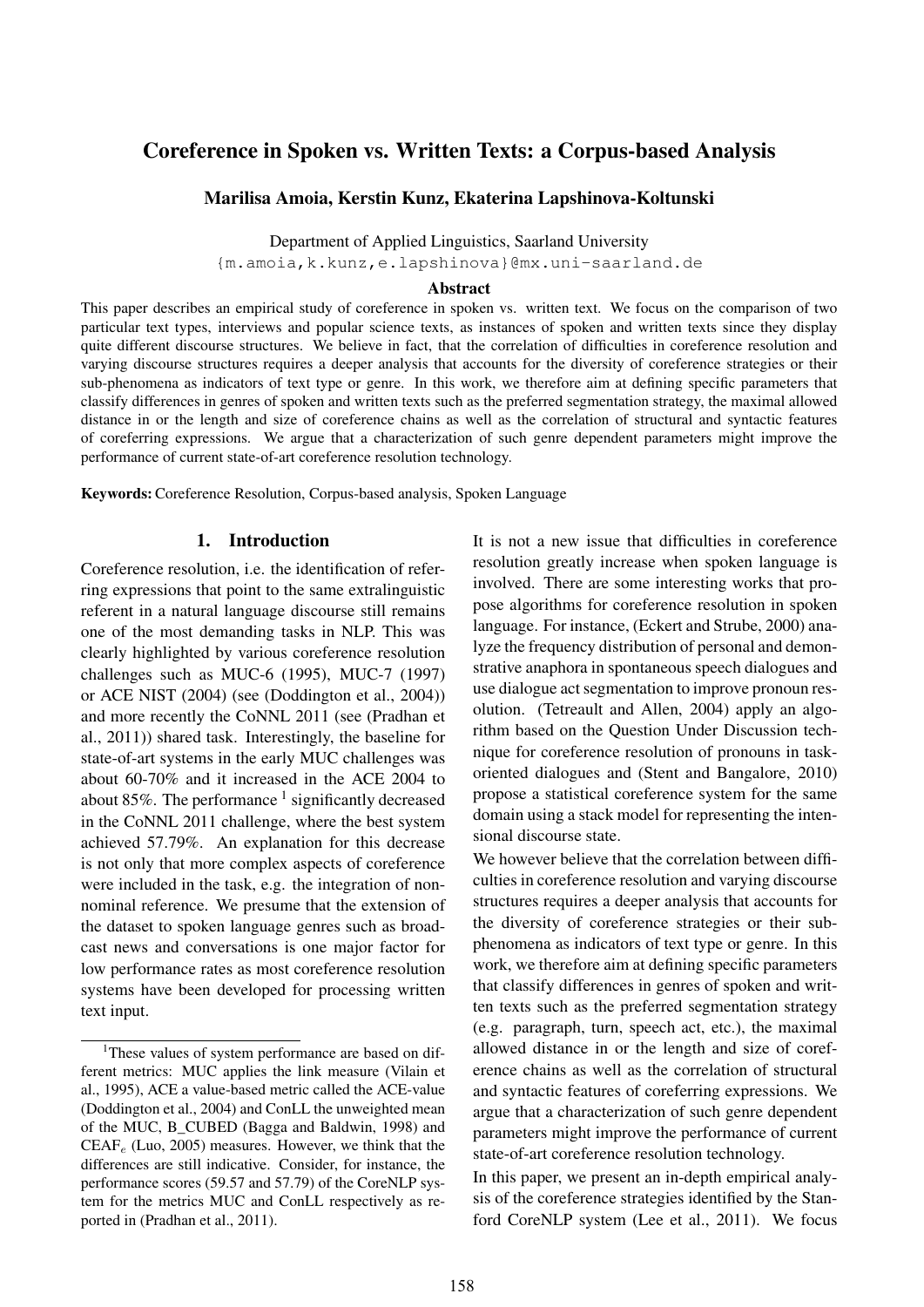# Coreference in Spoken vs. Written Texts: a Corpus-based Analysis

**Marilisa Amoia, Kerstin Kunz, Ekaterina Lapshinova-Koltunski**

Department of Applied Linguistics, Saarland University
{m.amoia,k.kunz,e.lapshinova}@mx.uni-saarland.de

### Abstract

This paper describes an empirical study of coreference in spoken vs. written text. We focus on the comparison of two particular text types, interviews and popular science texts, as instances of spoken and written texts since they display quite different discourse structures. We believe in fact, that the correlation of difficulties in coreference resolution and varying discourse structures requires a deeper analysis that accounts for the diversity of coreference strategies or their sub-phenomena as indicators of text type or genre. In this work, we therefore aim at defining specific parameters that classify differences in genres of spoken and written texts such as the preferred segmentation strategy, the maximal allowed distance in or the length and size of coreference chains as well as the correlation of structural and syntactic features of coreferring expressions. We argue that a characterization of such genre dependent parameters might improve the performance of current state-of-art coreference resolution technology.

**Keywords:** Coreference Resolution, Corpus-based analysis, Spoken Language

## 1. Introduction

Coreference resolution, i.e. the identification of referring expressions that point to the same extralinguistic referent in a natural language discourse still remains one of the most demanding tasks in NLP. This was clearly highlighted by various coreference resolution challenges such as MUC-6 (1995), MUC-7 (1997) or ACE NIST (2004) (see (Doddington et al., 2004)) and more recently the CoNNL 2011 (see (Pradhan et al., 2011)) shared task. Interestingly, the baseline for state-of-art systems in the early MUC challenges was about 60-70% and it increased in the ACE 2004 to about 85%. The performance [1] significantly decreased in the CoNNL 2011 challenge, where the best system achieved 57.79%. An explanation for this decrease is not only that more complex aspects of coreference were included in the task, e.g. the integration of non-nominal reference. We presume that the extension of the dataset to spoken language genres such as broadcast news and conversations is one major factor for low performance rates as most coreference resolution systems have been developed for processing written text input.

It is not a new issue that difficulties in coreference resolution greatly increase when spoken language is involved. There are some interesting works that propose algorithms for coreference resolution in spoken language. For instance, (Eckert and Strube, 2000) analyze the frequency distribution of personal and demonstrative anaphora in spontaneous speech dialogues and use dialogue act segmentation to improve pronoun resolution. (Tetreault and Allen, 2004) apply an algorithm based on the Question Under Discussion technique for coreference resolution of pronouns in task-oriented dialogues and (Stent and Bangalore, 2010) propose a statistical coreference system for the same domain using a stack model for representing the intensional discourse state.

We however believe that the correlation between difficulties in coreference resolution and varying discourse structures requires a deeper analysis that accounts for the diversity of coreference strategies or their sub-phenomena as indicators of text type or genre. In this work, we therefore aim at defining specific parameters that classify differences in genres of spoken and written texts such as the preferred segmentation strategy (e.g. paragraph, turn, speech act, etc.), the maximal allowed distance in or the length and size of coreference chains as well as the correlation of structural and syntactic features of coreferring expressions. We argue that a characterization of such genre dependent parameters might improve the performance of current state-of-art coreference resolution technology.

In this paper, we present an in-depth empirical analysis of the coreference strategies identified by the Stanford CoreNLP system (Lee et al., 2011). We focus

[1] These values of system performance are based on different metrics: MUC applies the link measure (Vilain et al., 1995), ACE a value-based metric called the ACE-value (Doddington et al., 2004) and ConLL the unweighted mean of the MUC, B_CUBED (Bagga and Baldwin, 1998) and $\text{CEAF}_e$ (Luo, 2005) measures. However, we think that the differences are still indicative. Consider, for instance, the performance scores (59.57 and 57.79) of the CoreNLP system for the metrics MUC and ConLL respectively as reported in (Pradhan et al., 2011).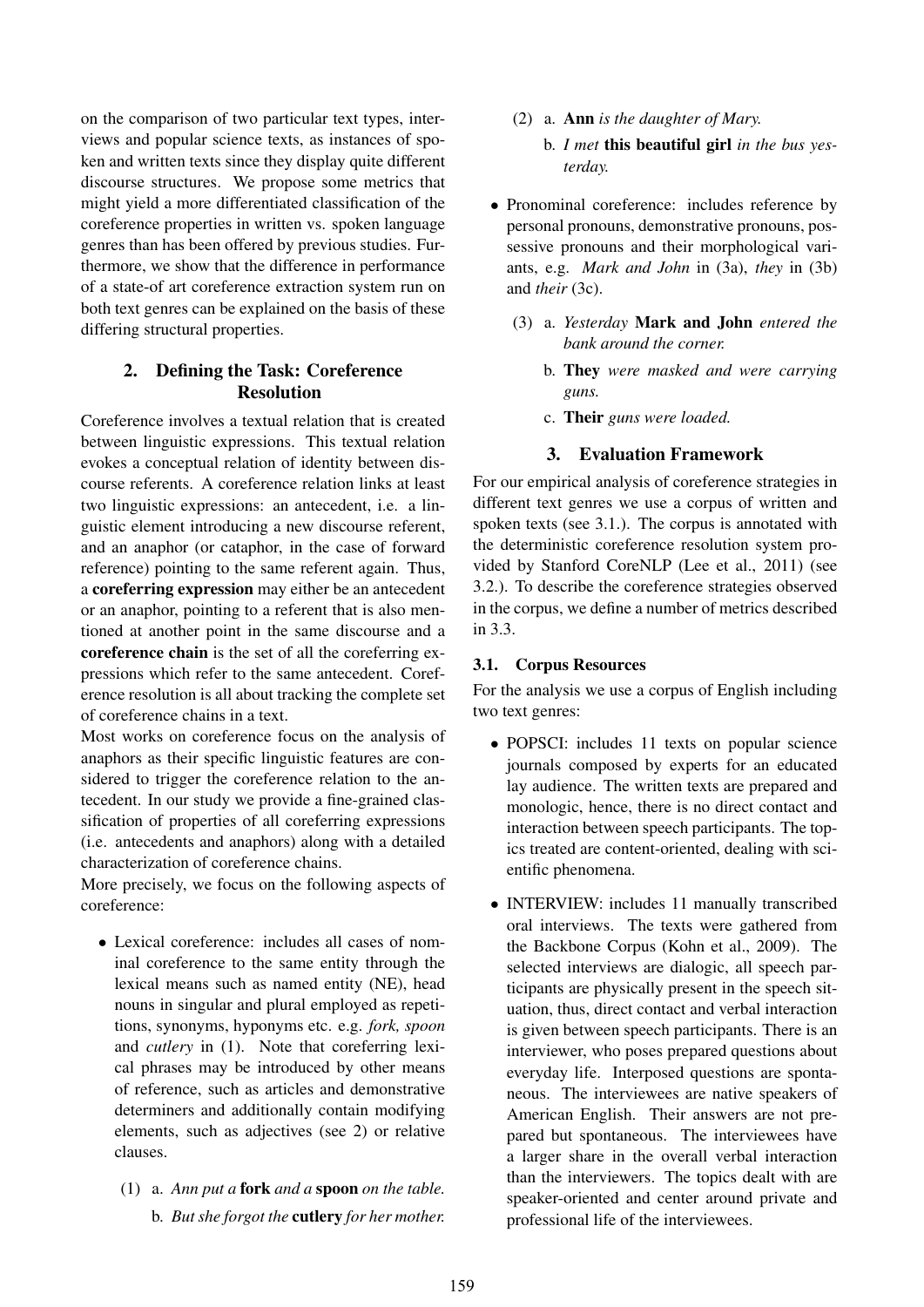on the comparison of two particular text types, interviews and popular science texts, as instances of spoken and written texts since they display quite different discourse structures. We propose some metrics that might yield a more differentiated classification of the coreference properties in written vs. spoken language genres than has been offered by previous studies. Furthermore, we show that the difference in performance of a state-of art coreference extraction system run on both text genres can be explained on the basis of these differing structural properties.

## 2. Defining the Task: Coreference Resolution

Coreference involves a textual relation that is created between linguistic expressions. This textual relation evokes a conceptual relation of identity between discourse referents. A coreference relation links at least two linguistic expressions: an antecedent, i.e. a linguistic element introducing a new discourse referent, and an anaphor (or cataphor, in the case of forward reference) pointing to the same referent again. Thus, a **coreferring expression** may either be an antecedent or an anaphor, pointing to a referent that is also mentioned at another point in the same discourse and a **coreference chain** is the set of all the coreferring expressions which refer to the same antecedent. Coreference resolution is all about tracking the complete set of coreference chains in a text.

Most works on coreference focus on the analysis of anaphors as their specific linguistic features are considered to trigger the coreference relation to the antecedent. In our study we provide a fine-grained classification of properties of all coreferring expressions (i.e. antecedents and anaphors) along with a detailed characterization of coreference chains.

More precisely, we focus on the following aspects of coreference:

- Lexical coreference: includes all cases of nominal coreference to the same entity through the lexical means such as named entity (NE), head nouns in singular and plural employed as repetitions, synonyms, hyponyms etc. e.g. *fork, spoon* and *cutlery* in (1). Note that coreferring lexical phrases may be introduced by other means of reference, such as articles and demonstrative determiners and additionally contain modifying elements, such as adjectives (see 2) or relative clauses.

  (1) a. *Ann put a* **fork** *and a* **spoon** *on the table.*
      b. *But she forgot the* **cutlery** *for her mother.*

  (2) a. **Ann** *is the daughter of Mary.*
      b. *I met* **this beautiful girl** *in the bus yesterday.*

- Pronominal coreference: includes reference by personal pronouns, demonstrative pronouns, possessive pronouns and their morphological variants, e.g. *Mark and John* in (3a), *they* in (3b) and *their* (3c).

  (3) a. *Yesterday* **Mark and John** *entered the bank around the corner.*
      b. **They** *were masked and were carrying guns.*
      c. **Their** *guns were loaded.*

## 3. Evaluation Framework

For our empirical analysis of coreference strategies in different text genres we use a corpus of written and spoken texts (see 3.1.). The corpus is annotated with the deterministic coreference resolution system provided by Stanford CoreNLP (Lee et al., 2011) (see 3.2.). To describe the coreference strategies observed in the corpus, we define a number of metrics described in 3.3.

### 3.1. Corpus Resources

For the analysis we use a corpus of English including two text genres:

- POPSCI: includes 11 texts on popular science journals composed by experts for an educated lay audience. The written texts are prepared and monologic, hence, there is no direct contact and interaction between speech participants. The topics treated are content-oriented, dealing with scientific phenomena.

- INTERVIEW: includes 11 manually transcribed oral interviews. The texts were gathered from the Backbone Corpus (Kohn et al., 2009). The selected interviews are dialogic, all speech participants are physically present in the speech situation, thus, direct contact and verbal interaction is given between speech participants. There is an interviewer, who poses prepared questions about everyday life. Interposed questions are spontaneous. The interviewees are native speakers of American English. Their answers are not prepared but spontaneous. The interviewees have a larger share in the overall verbal interaction than the interviewers. The topics dealt with are speaker-oriented and center around private and professional life of the interviewees.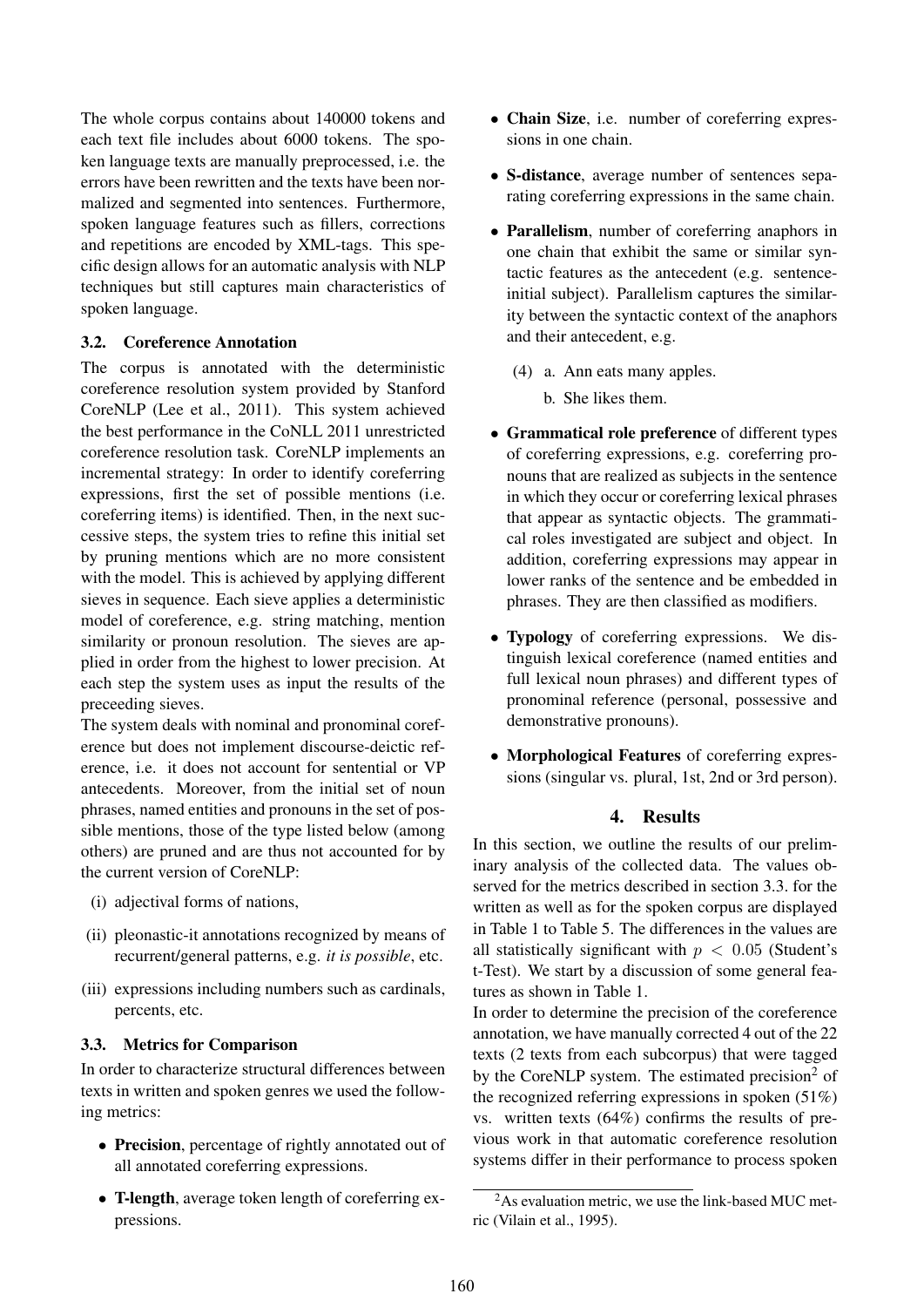The whole corpus contains about 140000 tokens and each text file includes about 6000 tokens. The spoken language texts are manually preprocessed, i.e. the errors have been rewritten and the texts have been normalized and segmented into sentences. Furthermore, spoken language features such as fillers, corrections and repetitions are encoded by XML-tags. This specific design allows for an automatic analysis with NLP techniques but still captures main characteristics of spoken language.

### 3.2. Coreference Annotation

The corpus is annotated with the deterministic coreference resolution system provided by Stanford CoreNLP (Lee et al., 2011). This system achieved the best performance in the CoNLL 2011 unrestricted coreference resolution task. CoreNLP implements an incremental strategy: In order to identify coreferring expressions, first the set of possible mentions (i.e. coreferring items) is identified. Then, in the next successive steps, the system tries to refine this initial set by pruning mentions which are no more consistent with the model. This is achieved by applying different sieves in sequence. Each sieve applies a deterministic model of coreference, e.g. string matching, mention similarity or pronoun resolution. The sieves are applied in order from the highest to lower precision. At each step the system uses as input the results of the preceeding sieves.

The system deals with nominal and pronominal coreference but does not implement discourse-deictic reference, i.e. it does not account for sentential or VP antecedents. Moreover, from the initial set of noun phrases, named entities and pronouns in the set of possible mentions, those of the type listed below (among others) are pruned and are thus not accounted for by the current version of CoreNLP:

(i) adjectival forms of nations,

(ii) pleonastic-it annotations recognized by means of recurrent/general patterns, e.g. *it is possible*, etc.

(iii) expressions including numbers such as cardinals, percents, etc.

### 3.3. Metrics for Comparison

In order to characterize structural differences between texts in written and spoken genres we used the following metrics:

- **Precision**, percentage of rightly annotated out of all annotated coreferring expressions.
- **T-length**, average token length of coreferring expressions.
- **Chain Size**, i.e. number of coreferring expressions in one chain.
- **S-distance**, average number of sentences separating coreferring expressions in the same chain.
- **Parallelism**, number of coreferring anaphors in one chain that exhibit the same or similar syntactic features as the antecedent (e.g. sentence-initial subject). Parallelism captures the similarity between the syntactic context of the anaphors and their antecedent, e.g.

  (4) a. Ann eats many apples.

  b. She likes them.

- **Grammatical role preference** of different types of coreferring expressions, e.g. coreferring pronouns that are realized as subjects in the sentence in which they occur or coreferring lexical phrases that appear as syntactic objects. The grammatical roles investigated are subject and object. In addition, coreferring expressions may appear in lower ranks of the sentence and be embedded in phrases. They are then classified as modifiers.
- **Typology** of coreferring expressions. We distinguish lexical coreference (named entities and full lexical noun phrases) and different types of pronominal reference (personal, possessive and demonstrative pronouns).
- **Morphological Features** of coreferring expressions (singular vs. plural, 1st, 2nd or 3rd person).

## 4. Results

In this section, we outline the results of our preliminary analysis of the collected data. The values observed for the metrics described in section 3.3. for the written as well as for the spoken corpus are displayed in Table 1 to Table 5. The differences in the values are all statistically significant with $p < 0.05$ (Student's t-Test). We start by a discussion of some general features as shown in Table 1.

In order to determine the precision of the coreference annotation, we have manually corrected 4 out of the 22 texts (2 texts from each subcorpus) that were tagged by the CoreNLP system. The estimated precision[2] of the recognized referring expressions in spoken (51%) vs. written texts (64%) confirms the results of previous work in that automatic coreference resolution systems differ in their performance to process spoken

[2] As evaluation metric, we use the link-based MUC metric (Vilain et al., 1995).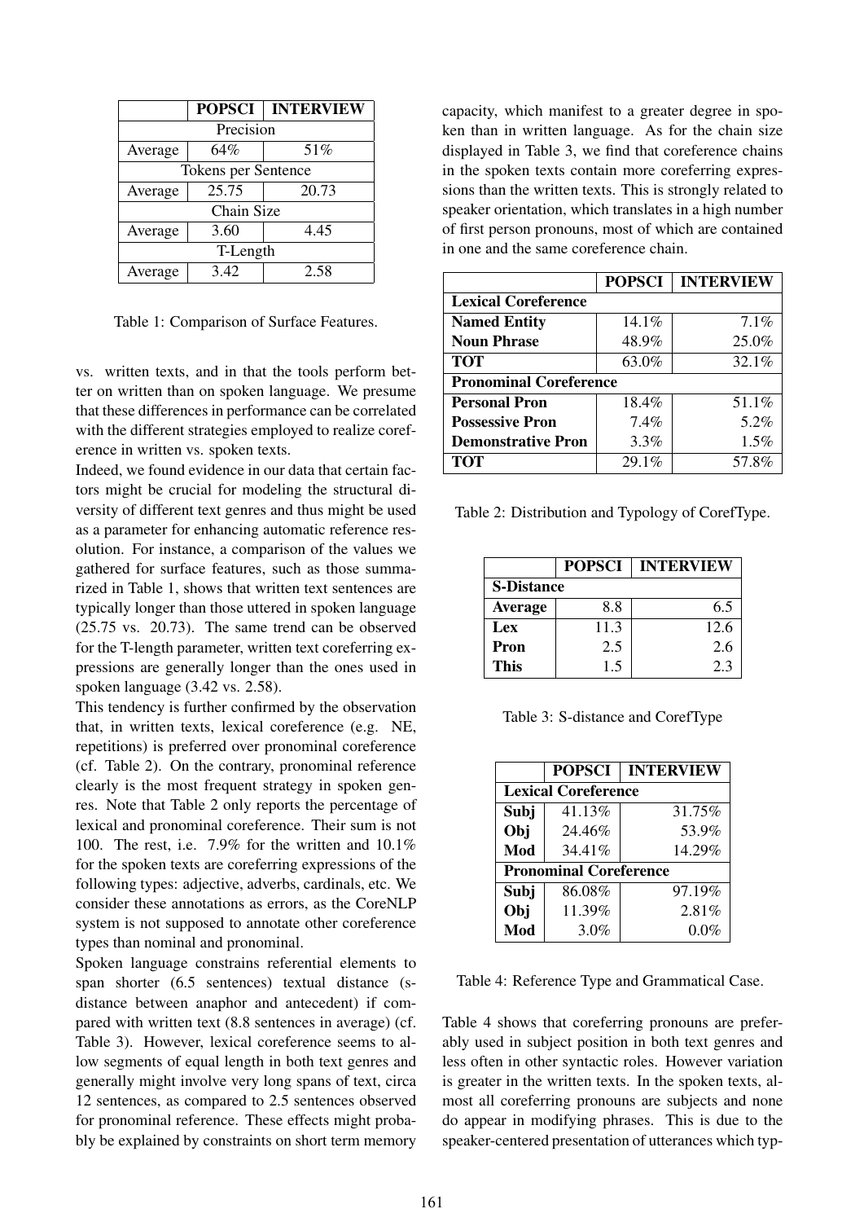| | POPSCI | INTERVIEW |
|---|---|---|
| Precision | | |
| Average | 64% | 51% |
| Tokens per Sentence | | |
| Average | 25.75 | 20.73 |
| Chain Size | | |
| Average | 3.60 | 4.45 |
| T-Length | | |
| Average | 3.42 | 2.58 |

Table 1: Comparison of Surface Features.

vs. written texts, and in that the tools perform better on written than on spoken language. We presume that these differences in performance can be correlated with the different strategies employed to realize coreference in written vs. spoken texts.

Indeed, we found evidence in our data that certain factors might be crucial for modeling the structural diversity of different text genres and thus might be used as a parameter for enhancing automatic reference resolution. For instance, a comparison of the values we gathered for surface features, such as those summarized in Table 1, shows that written text sentences are typically longer than those uttered in spoken language (25.75 vs. 20.73). The same trend can be observed for the T-length parameter, written text coreferring expressions are generally longer than the ones used in spoken language (3.42 vs. 2.58).

This tendency is further confirmed by the observation that, in written texts, lexical coreference (e.g. NE, repetitions) is preferred over pronominal coreference (cf. Table 2). On the contrary, pronominal reference clearly is the most frequent strategy in spoken genres. Note that Table 2 only reports the percentage of lexical and pronominal coreference. Their sum is not 100. The rest, i.e. 7.9% for the written and 10.1% for the spoken texts are coreferring expressions of the following types: adjective, adverbs, cardinals, etc. We consider these annotations as errors, as the CoreNLP system is not supposed to annotate other coreference types than nominal and pronominal.

Spoken language constrains referential elements to span shorter (6.5 sentences) textual distance (s-distance between anaphor and antecedent) if compared with written text (8.8 sentences in average) (cf. Table 3). However, lexical coreference seems to allow segments of equal length in both text genres and generally might involve very long spans of text, circa 12 sentences, as compared to 2.5 sentences observed for pronominal reference. These effects might probably be explained by constraints on short term memory capacity, which manifest to a greater degree in spoken than in written language. As for the chain size displayed in Table 3, we find that coreference chains in the spoken texts contain more coreferring expressions than the written texts. This is strongly related to speaker orientation, which translates in a high number of first person pronouns, most of which are contained in one and the same coreference chain.

| | **POPSCI** | **INTERVIEW** |
|---|---|---|
| **Lexical Coreference** | | |
| **Named Entity** | 14.1% | 7.1% |
| **Noun Phrase** | 48.9% | 25.0% |
| **TOT** | 63.0% | 32.1% |
| **Pronominal Coreference** | | |
| **Personal Pron** | 18.4% | 51.1% |
| **Possessive Pron** | 7.4% | 5.2% |
| **Demonstrative Pron** | 3.3% | 1.5% |
| **TOT** | 29.1% | 57.8% |

Table 2: Distribution and Typology of CorefType.

| | **POPSCI** | **INTERVIEW** |
|---|---|---|
| **S-Distance** | | |
| **Average** | 8.8 | 6.5 |
| **Lex** | 11.3 | 12.6 |
| **Pron** | 2.5 | 2.6 |
| **This** | 1.5 | 2.3 |

Table 3: S-distance and CorefType

| | **POPSCI** | **INTERVIEW** |
|---|---|---|
| **Lexical Coreference** | | |
| **Subj** | 41.13% | 31.75% |
| **Obj** | 24.46% | 53.9% |
| **Mod** | 34.41% | 14.29% |
| **Pronominal Coreference** | | |
| **Subj** | 86.08% | 97.19% |
| **Obj** | 11.39% | 2.81% |
| **Mod** | 3.0% | 0.0% |

Table 4: Reference Type and Grammatical Case.

Table 4 shows that coreferring pronouns are preferably used in subject position in both text genres and less often in other syntactic roles. However variation is greater in the written texts. In the spoken texts, almost all coreferring pronouns are subjects and none do appear in modifying phrases. This is due to the speaker-centered presentation of utterances which typ-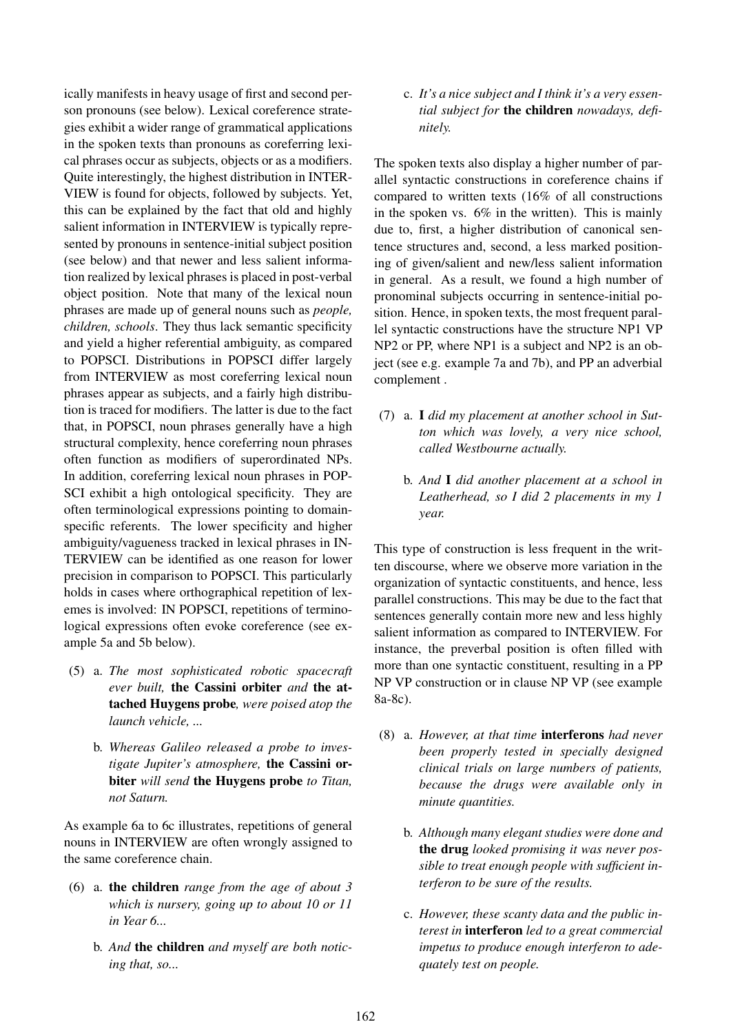ically manifests in heavy usage of first and second person pronouns (see below). Lexical coreference strategies exhibit a wider range of grammatical applications in the spoken texts than pronouns as coreferring lexical phrases occur as subjects, objects or as a modifiers. Quite interestingly, the highest distribution in INTERVIEW is found for objects, followed by subjects. Yet, this can be explained by the fact that old and highly salient information in INTERVIEW is typically represented by pronouns in sentence-initial subject position (see below) and that newer and less salient information realized by lexical phrases is placed in post-verbal object position. Note that many of the lexical noun phrases are made up of general nouns such as *people, children, schools*. They thus lack semantic specificity and yield a higher referential ambiguity, as compared to POPSCI. Distributions in POPSCI differ largely from INTERVIEW as most coreferring lexical noun phrases appear as subjects, and a fairly high distribution is traced for modifiers. The latter is due to the fact that, in POPSCI, noun phrases generally have a high structural complexity, hence coreferring noun phrases often function as modifiers of superordinated NPs. In addition, coreferring lexical noun phrases in POPSCI exhibit a high ontological specificity. They are often terminological expressions pointing to domain-specific referents. The lower specificity and higher ambiguity/vagueness tracked in lexical phrases in INTERVIEW can be identified as one reason for lower precision in comparison to POPSCI. This particularly holds in cases where orthographical repetition of lexemes is involved: IN POPSCI, repetitions of terminological expressions often evoke coreference (see example 5a and 5b below).

(5) a. *The most sophisticated robotic spacecraft ever built,* **the Cassini orbiter** *and* **the attached Huygens probe***, were poised atop the launch vehicle, ...*

b. *Whereas Galileo released a probe to investigate Jupiter's atmosphere,* **the Cassini orbiter** *will send* **the Huygens probe** *to Titan, not Saturn.*

As example 6a to 6c illustrates, repetitions of general nouns in INTERVIEW are often wrongly assigned to the same coreference chain.

(6) a. **the children** *range from the age of about 3 which is nursery, going up to about 10 or 11 in Year 6...*

b. *And* **the children** *and myself are both noticing that, so...*

c. *It's a nice subject and I think it's a very essential subject for* **the children** *nowadays, definitely.*

The spoken texts also display a higher number of parallel syntactic constructions in coreference chains if compared to written texts (16% of all constructions in the spoken vs. 6% in the written). This is mainly due to, first, a higher distribution of canonical sentence structures and, second, a less marked positioning of given/salient and new/less salient information in general. As a result, we found a high number of pronominal subjects occurring in sentence-initial position. Hence, in spoken texts, the most frequent parallel syntactic constructions have the structure NP1 VP NP2 or PP, where NP1 is a subject and NP2 is an object (see e.g. example 7a and 7b), and PP an adverbial complement .

(7) a. **I** *did my placement at another school in Sutton which was lovely, a very nice school, called Westbourne actually.*

b. *And* **I** *did another placement at a school in Leatherhead, so I did 2 placements in my 1 year.*

This type of construction is less frequent in the written discourse, where we observe more variation in the organization of syntactic constituents, and hence, less parallel constructions. This may be due to the fact that sentences generally contain more new and less highly salient information as compared to INTERVIEW. For instance, the preverbal position is often filled with more than one syntactic constituent, resulting in a PP NP VP construction or in clause NP VP (see example 8a-8c).

(8) a. *However, at that time* **interferons** *had never been properly tested in specially designed clinical trials on large numbers of patients, because the drugs were available only in minute quantities.*

b. *Although many elegant studies were done and* **the drug** *looked promising it was never possible to treat enough people with sufficient interferon to be sure of the results.*

c. *However, these scanty data and the public interest in* **interferon** *led to a great commercial impetus to produce enough interferon to adequately test on people.*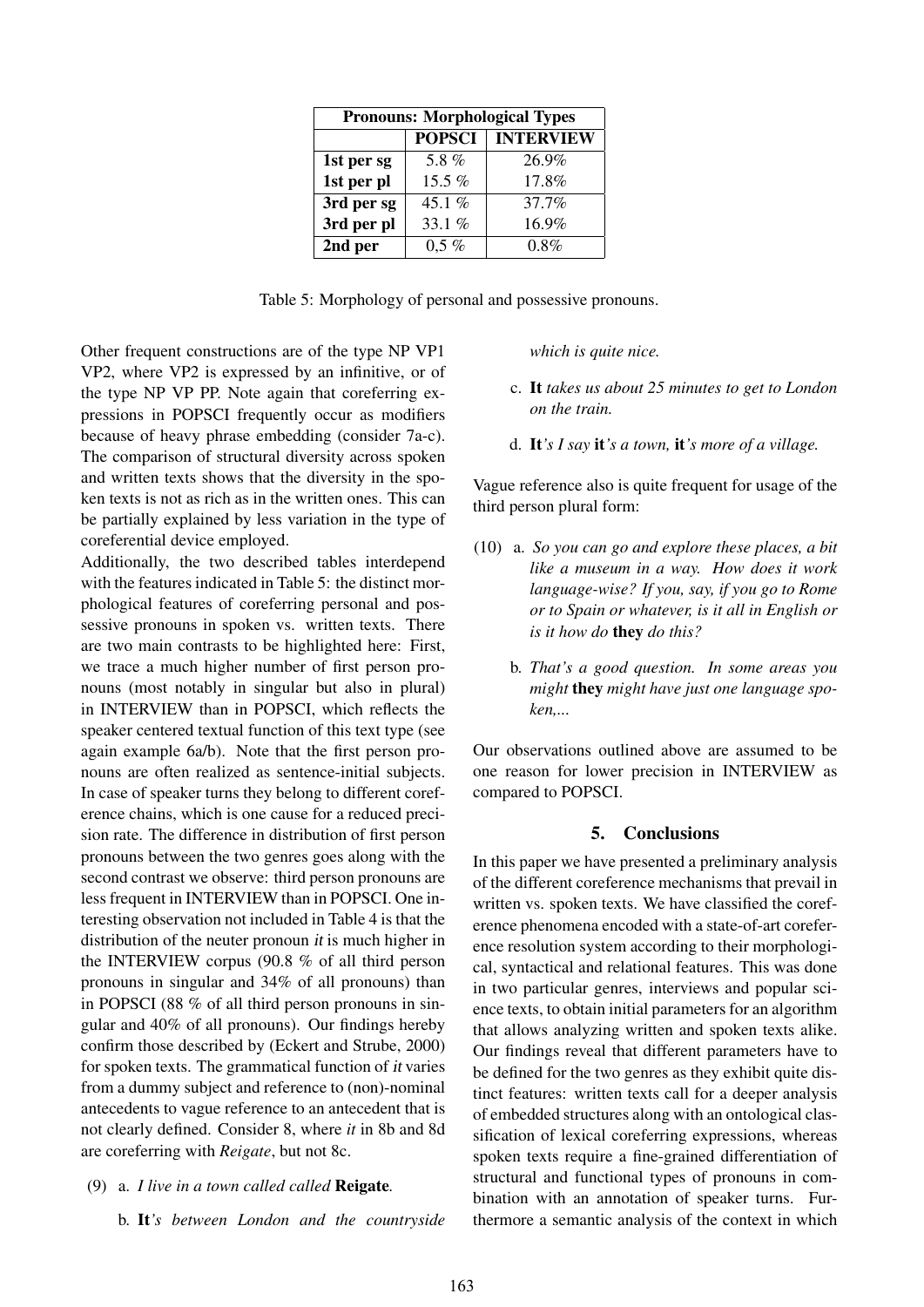| Pronouns: Morphological Types | | |
|---|---|---|
| | **POPSCI** | **INTERVIEW** |
| **1st per sg** | 5.8 % | 26.9% |
| **1st per pl** | 15.5 % | 17.8% |
| **3rd per sg** | 45.1 % | 37.7% |
| **3rd per pl** | 33.1 % | 16.9% |
| **2nd per** | 0,5 % | 0.8% |

Table 5: Morphology of personal and possessive pronouns.

Other frequent constructions are of the type NP VP1 VP2, where VP2 is expressed by an infinitive, or of the type NP VP PP. Note again that coreferring expressions in POPSCI frequently occur as modifiers because of heavy phrase embedding (consider 7a-c). The comparison of structural diversity across spoken and written texts shows that the diversity in the spoken texts is not as rich as in the written ones. This can be partially explained by less variation in the type of coreferential device employed.

Additionally, the two described tables interdepend with the features indicated in Table 5: the distinct morphological features of coreferring personal and possessive pronouns in spoken vs. written texts. There are two main contrasts to be highlighted here: First, we trace a much higher number of first person pronouns (most notably in singular but also in plural) in INTERVIEW than in POPSCI, which reflects the speaker centered textual function of this text type (see again example 6a/b). Note that the first person pronouns are often realized as sentence-initial subjects. In case of speaker turns they belong to different coreference chains, which is one cause for a reduced precision rate. The difference in distribution of first person pronouns between the two genres goes along with the second contrast we observe: third person pronouns are less frequent in INTERVIEW than in POPSCI. One interesting observation not included in Table 4 is that the distribution of the neuter pronoun *it* is much higher in the INTERVIEW corpus (90.8 % of all third person pronouns in singular and 34% of all pronouns) than in POPSCI (88 % of all third person pronouns in singular and 40% of all pronouns). Our findings hereby confirm those described by (Eckert and Strube, 2000) for spoken texts. The grammatical function of *it* varies from a dummy subject and reference to (non)-nominal antecedents to vague reference to an antecedent that is not clearly defined. Consider 8, where *it* in 8b and 8d are coreferring with *Reigate*, but not 8c.

(9) a. *I live in a town called called* **Reigate***.*

b. **It***'s between London and the countryside which is quite nice.*

c. **It** *takes us about 25 minutes to get to London on the train.*

d. **It***'s I say* **it***'s a town,* **it***'s more of a village.*

Vague reference also is quite frequent for usage of the third person plural form:

(10) a. *So you can go and explore these places, a bit like a museum in a way. How does it work language-wise? If you, say, if you go to Rome or to Spain or whatever, is it all in English or is it how do* **they** *do this?*

b. *That's a good question. In some areas you might* **they** *might have just one language spoken,...*

Our observations outlined above are assumed to be one reason for lower precision in INTERVIEW as compared to POPSCI.

## 5. Conclusions

In this paper we have presented a preliminary analysis of the different coreference mechanisms that prevail in written vs. spoken texts. We have classified the coreference phenomena encoded with a state-of-art coreference resolution system according to their morphological, syntactical and relational features. This was done in two particular genres, interviews and popular science texts, to obtain initial parameters for an algorithm that allows analyzing written and spoken texts alike. Our findings reveal that different parameters have to be defined for the two genres as they exhibit quite distinct features: written texts call for a deeper analysis of embedded structures along with an ontological classification of lexical coreferring expressions, whereas spoken texts require a fine-grained differentiation of structural and functional types of pronouns in combination with an annotation of speaker turns. Furthermore a semantic analysis of the context in which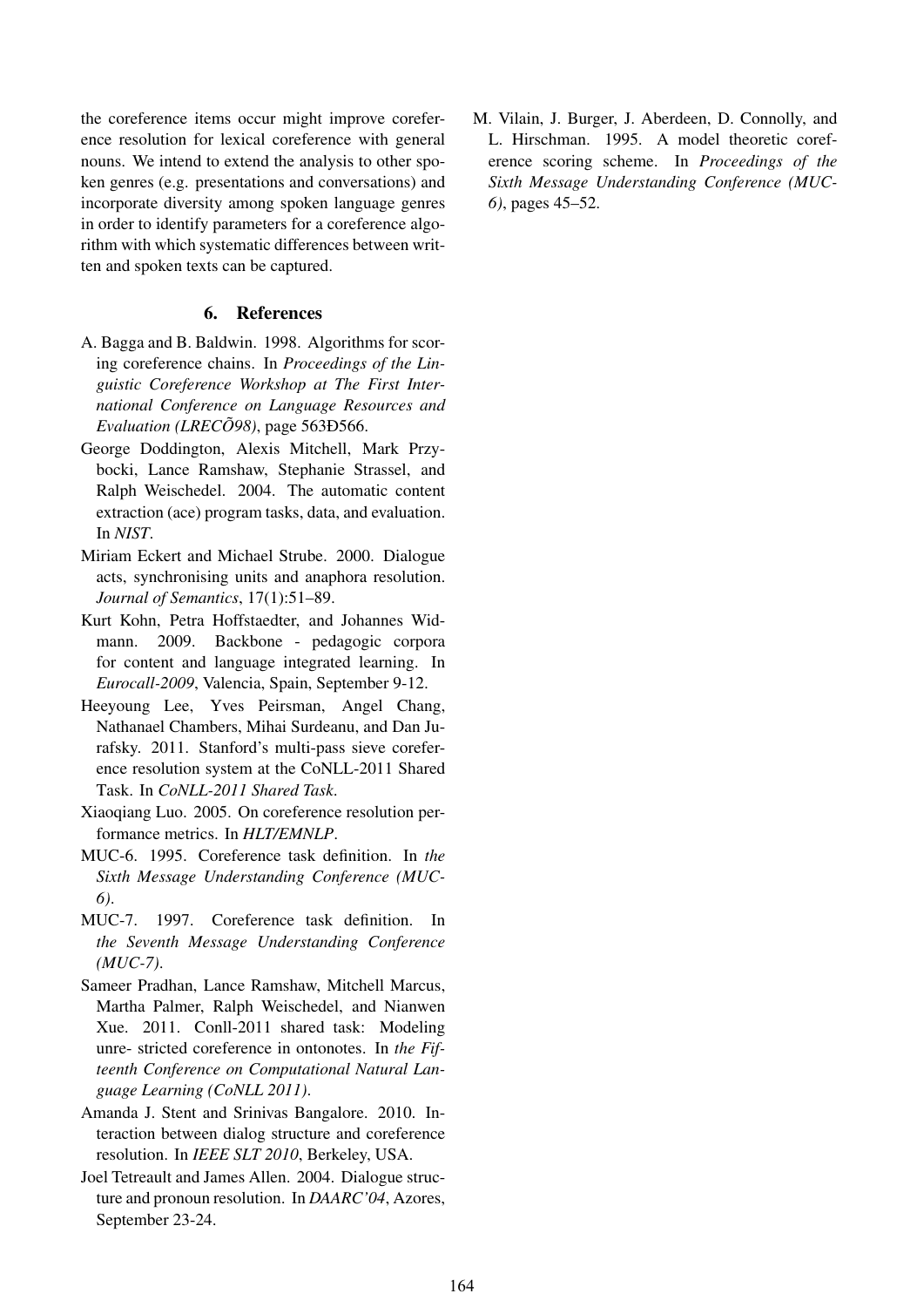the coreference items occur might improve coreference resolution for lexical coreference with general nouns. We intend to extend the analysis to other spoken genres (e.g. presentations and conversations) and incorporate diversity among spoken language genres in order to identify parameters for a coreference algorithm with which systematic differences between written and spoken texts can be captured.

## 6. References

A. Bagga and B. Baldwin. 1998. Algorithms for scoring coreference chains. In *Proceedings of the Linguistic Coreference Workshop at The First International Conference on Language Resources and Evaluation (LRECÕ98)*, page 563Ð566.

George Doddington, Alexis Mitchell, Mark Przybocki, Lance Ramshaw, Stephanie Strassel, and Ralph Weischedel. 2004. The automatic content extraction (ace) program tasks, data, and evaluation. In *NIST*.

Miriam Eckert and Michael Strube. 2000. Dialogue acts, synchronising units and anaphora resolution. *Journal of Semantics*, 17(1):51–89.

Kurt Kohn, Petra Hoffstaedter, and Johannes Widmann. 2009. Backbone - pedagogic corpora for content and language integrated learning. In *Eurocall-2009*, Valencia, Spain, September 9-12.

Heeyoung Lee, Yves Peirsman, Angel Chang, Nathanael Chambers, Mihai Surdeanu, and Dan Jurafsky. 2011. Stanford's multi-pass sieve coreference resolution system at the CoNLL-2011 Shared Task. In *CoNLL-2011 Shared Task*.

Xiaoqiang Luo. 2005. On coreference resolution performance metrics. In *HLT/EMNLP*.

MUC-6. 1995. Coreference task definition. In *the Sixth Message Understanding Conference (MUC-6)*.

MUC-7. 1997. Coreference task definition. In *the Seventh Message Understanding Conference (MUC-7)*.

Sameer Pradhan, Lance Ramshaw, Mitchell Marcus, Martha Palmer, Ralph Weischedel, and Nianwen Xue. 2011. Conll-2011 shared task: Modeling unre- stricted coreference in ontonotes. In *the Fifteenth Conference on Computational Natural Language Learning (CoNLL 2011)*.

Amanda J. Stent and Srinivas Bangalore. 2010. Interaction between dialog structure and coreference resolution. In *IEEE SLT 2010*, Berkeley, USA.

Joel Tetreault and James Allen. 2004. Dialogue structure and pronoun resolution. In *DAARC'04*, Azores, September 23-24.

M. Vilain, J. Burger, J. Aberdeen, D. Connolly, and L. Hirschman. 1995. A model theoretic coreference scoring scheme. In *Proceedings of the Sixth Message Understanding Conference (MUC-6)*, pages 45–52.